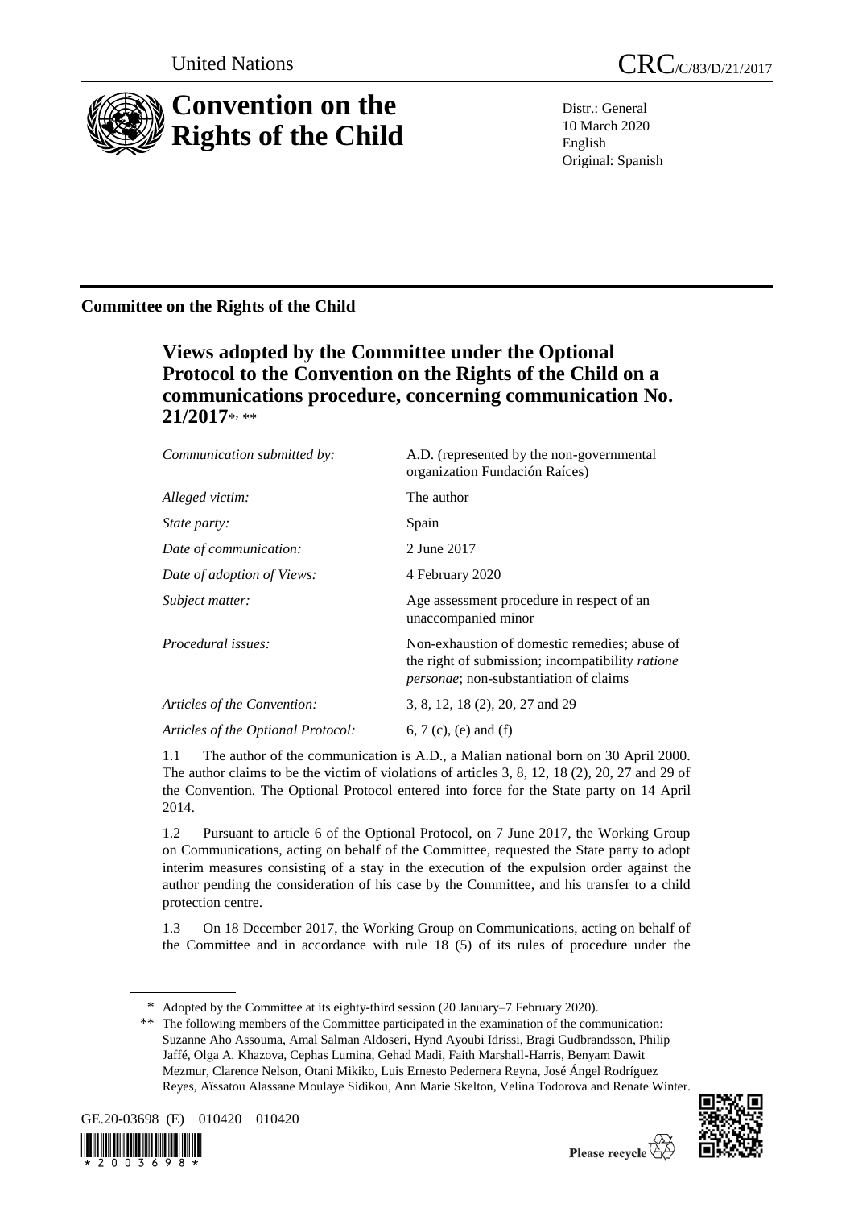United Nations

CRC/C/83/D/21/2017

# Convention on the Rights of the Child

Distr.: General
10 March 2020
English
Original: Spanish

## Committee on the Rights of the Child

### Views adopted by the Committee under the Optional Protocol to the Convention on the Rights of the Child on a communications procedure, concerning communication No. 21/2017*, **

| | |
|---|---|
| *Communication submitted by:* | A.D. (represented by the non-governmental organization Fundación Raíces) |
| *Alleged victim:* | The author |
| *State party:* | Spain |
| *Date of communication:* | 2 June 2017 |
| *Date of adoption of Views:* | 4 February 2020 |
| *Subject matter:* | Age assessment procedure in respect of an unaccompanied minor |
| *Procedural issues:* | Non-exhaustion of domestic remedies; abuse of the right of submission; incompatibility *ratione personae*; non-substantiation of claims |
| *Articles of the Convention:* | 3, 8, 12, 18 (2), 20, 27 and 29 |
| *Articles of the Optional Protocol:* | 6, 7 (c), (e) and (f) |

1.1 The author of the communication is A.D., a Malian national born on 30 April 2000. The author claims to be the victim of violations of articles 3, 8, 12, 18 (2), 20, 27 and 29 of the Convention. The Optional Protocol entered into force for the State party on 14 April 2014.

1.2 Pursuant to article 6 of the Optional Protocol, on 7 June 2017, the Working Group on Communications, acting on behalf of the Committee, requested the State party to adopt interim measures consisting of a stay in the execution of the expulsion order against the author pending the consideration of his case by the Committee, and his transfer to a child protection centre.

1.3 On 18 December 2017, the Working Group on Communications, acting on behalf of the Committee and in accordance with rule 18 (5) of its rules of procedure under the

---

\* Adopted by the Committee at its eighty-third session (20 January–7 February 2020).

\*\* The following members of the Committee participated in the examination of the communication: Suzanne Aho Assouma, Amal Salman Aldoseri, Hynd Ayoubi Idrissi, Bragi Gudbrandsson, Philip Jaffé, Olga A. Khazova, Cephas Lumina, Gehad Madi, Faith Marshall-Harris, Benyam Dawit Mezmur, Clarence Nelson, Otani Mikiko, Luis Ernesto Pedernera Reyna, José Ángel Rodríguez Reyes, Aïssatou Alassane Moulaye Sidikou, Ann Marie Skelton, Velina Todorova and Renate Winter.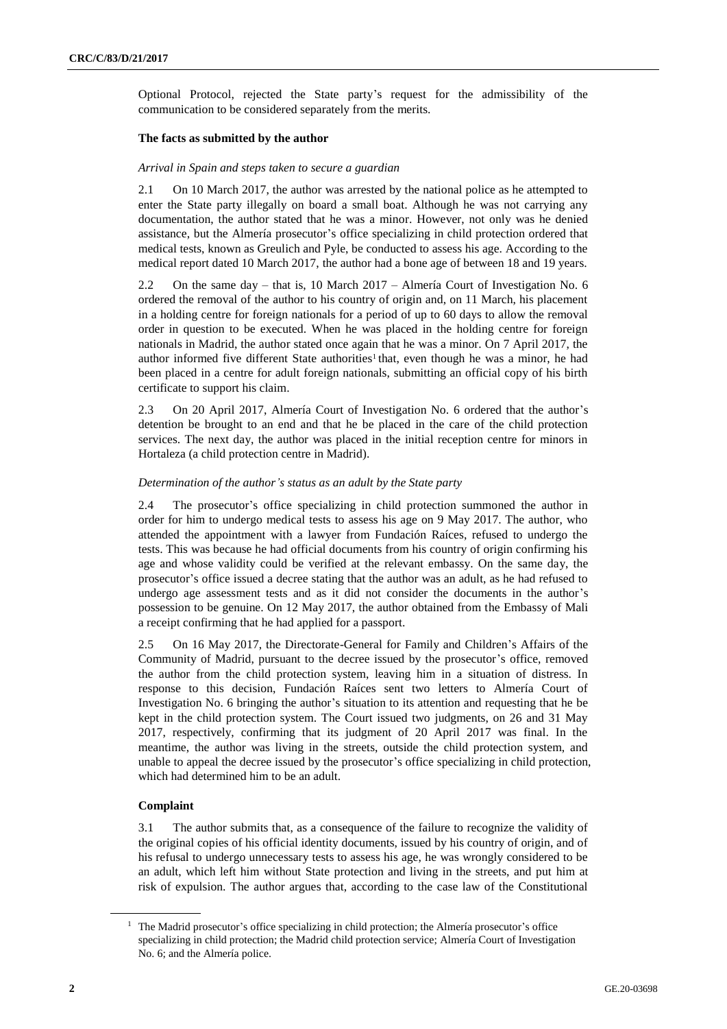Optional Protocol, rejected the State party's request for the admissibility of the communication to be considered separately from the merits.

**The facts as submitted by the author**

*Arrival in Spain and steps taken to secure a guardian*

2.1 On 10 March 2017, the author was arrested by the national police as he attempted to enter the State party illegally on board a small boat. Although he was not carrying any documentation, the author stated that he was a minor. However, not only was he denied assistance, but the Almería prosecutor's office specializing in child protection ordered that medical tests, known as Greulich and Pyle, be conducted to assess his age. According to the medical report dated 10 March 2017, the author had a bone age of between 18 and 19 years.

2.2 On the same day – that is, 10 March 2017 – Almería Court of Investigation No. 6 ordered the removal of the author to his country of origin and, on 11 March, his placement in a holding centre for foreign nationals for a period of up to 60 days to allow the removal order in question to be executed. When he was placed in the holding centre for foreign nationals in Madrid, the author stated once again that he was a minor. On 7 April 2017, the author informed five different State authorities[1] that, even though he was a minor, he had been placed in a centre for adult foreign nationals, submitting an official copy of his birth certificate to support his claim.

2.3 On 20 April 2017, Almería Court of Investigation No. 6 ordered that the author's detention be brought to an end and that he be placed in the care of the child protection services. The next day, the author was placed in the initial reception centre for minors in Hortaleza (a child protection centre in Madrid).

*Determination of the author's status as an adult by the State party*

2.4 The prosecutor's office specializing in child protection summoned the author in order for him to undergo medical tests to assess his age on 9 May 2017. The author, who attended the appointment with a lawyer from Fundación Raíces, refused to undergo the tests. This was because he had official documents from his country of origin confirming his age and whose validity could be verified at the relevant embassy. On the same day, the prosecutor's office issued a decree stating that the author was an adult, as he had refused to undergo age assessment tests and as it did not consider the documents in the author's possession to be genuine. On 12 May 2017, the author obtained from the Embassy of Mali a receipt confirming that he had applied for a passport.

2.5 On 16 May 2017, the Directorate-General for Family and Children's Affairs of the Community of Madrid, pursuant to the decree issued by the prosecutor's office, removed the author from the child protection system, leaving him in a situation of distress. In response to this decision, Fundación Raíces sent two letters to Almería Court of Investigation No. 6 bringing the author's situation to its attention and requesting that he be kept in the child protection system. The Court issued two judgments, on 26 and 31 May 2017, respectively, confirming that its judgment of 20 April 2017 was final. In the meantime, the author was living in the streets, outside the child protection system, and unable to appeal the decree issued by the prosecutor's office specializing in child protection, which had determined him to be an adult.

**Complaint**

3.1 The author submits that, as a consequence of the failure to recognize the validity of the original copies of his official identity documents, issued by his country of origin, and of his refusal to undergo unnecessary tests to assess his age, he was wrongly considered to be an adult, which left him without State protection and living in the streets, and put him at risk of expulsion. The author argues that, according to the case law of the Constitutional

[1] The Madrid prosecutor's office specializing in child protection; the Almería prosecutor's office specializing in child protection; the Madrid child protection service; Almería Court of Investigation No. 6; and the Almería police.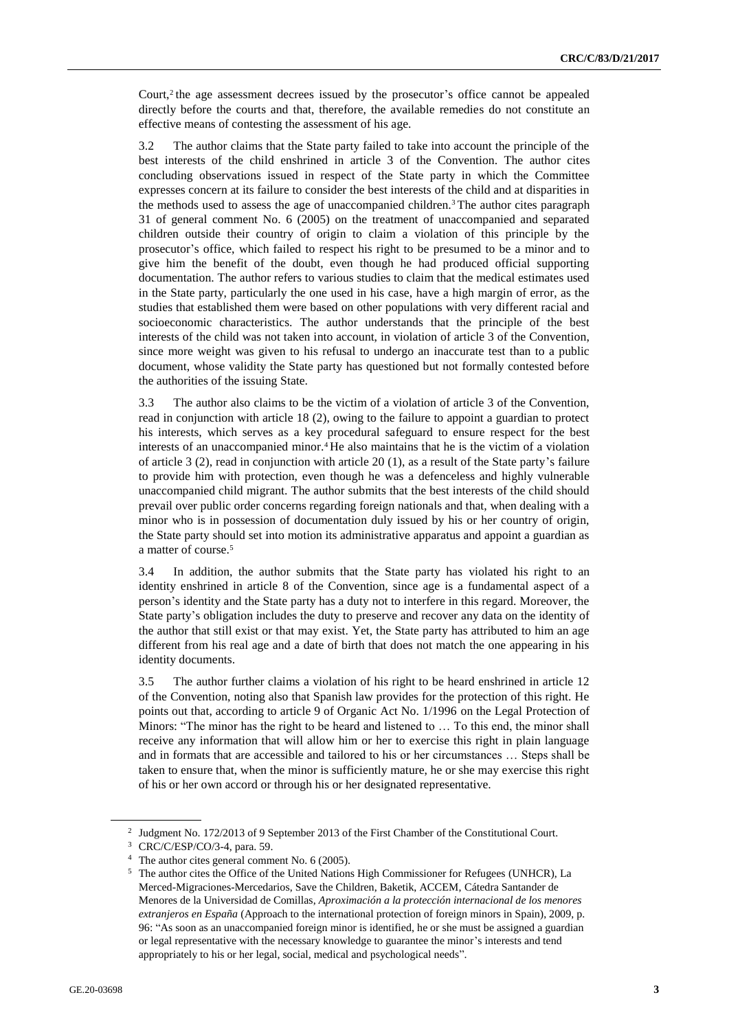Court,[2] the age assessment decrees issued by the prosecutor's office cannot be appealed directly before the courts and that, therefore, the available remedies do not constitute an effective means of contesting the assessment of his age.

3.2 The author claims that the State party failed to take into account the principle of the best interests of the child enshrined in article 3 of the Convention. The author cites concluding observations issued in respect of the State party in which the Committee expresses concern at its failure to consider the best interests of the child and at disparities in the methods used to assess the age of unaccompanied children.[3] The author cites paragraph 31 of general comment No. 6 (2005) on the treatment of unaccompanied and separated children outside their country of origin to claim a violation of this principle by the prosecutor's office, which failed to respect his right to be presumed to be a minor and to give him the benefit of the doubt, even though he had produced official supporting documentation. The author refers to various studies to claim that the medical estimates used in the State party, particularly the one used in his case, have a high margin of error, as the studies that established them were based on other populations with very different racial and socioeconomic characteristics. The author understands that the principle of the best interests of the child was not taken into account, in violation of article 3 of the Convention, since more weight was given to his refusal to undergo an inaccurate test than to a public document, whose validity the State party has questioned but not formally contested before the authorities of the issuing State.

3.3 The author also claims to be the victim of a violation of article 3 of the Convention, read in conjunction with article 18 (2), owing to the failure to appoint a guardian to protect his interests, which serves as a key procedural safeguard to ensure respect for the best interests of an unaccompanied minor.[4] He also maintains that he is the victim of a violation of article 3 (2), read in conjunction with article 20 (1), as a result of the State party's failure to provide him with protection, even though he was a defenceless and highly vulnerable unaccompanied child migrant. The author submits that the best interests of the child should prevail over public order concerns regarding foreign nationals and that, when dealing with a minor who is in possession of documentation duly issued by his or her country of origin, the State party should set into motion its administrative apparatus and appoint a guardian as a matter of course.[5]

3.4 In addition, the author submits that the State party has violated his right to an identity enshrined in article 8 of the Convention, since age is a fundamental aspect of a person's identity and the State party has a duty not to interfere in this regard. Moreover, the State party's obligation includes the duty to preserve and recover any data on the identity of the author that still exist or that may exist. Yet, the State party has attributed to him an age different from his real age and a date of birth that does not match the one appearing in his identity documents.

3.5 The author further claims a violation of his right to be heard enshrined in article 12 of the Convention, noting also that Spanish law provides for the protection of this right. He points out that, according to article 9 of Organic Act No. 1/1996 on the Legal Protection of Minors: "The minor has the right to be heard and listened to … To this end, the minor shall receive any information that will allow him or her to exercise this right in plain language and in formats that are accessible and tailored to his or her circumstances … Steps shall be taken to ensure that, when the minor is sufficiently mature, he or she may exercise this right of his or her own accord or through his or her designated representative.

---

[2] Judgment No. 172/2013 of 9 September 2013 of the First Chamber of the Constitutional Court.

[3] CRC/C/ESP/CO/3-4, para. 59.

[4] The author cites general comment No. 6 (2005).

[5] The author cites the Office of the United Nations High Commissioner for Refugees (UNHCR), La Merced-Migraciones-Mercedarios, Save the Children, Baketik, ACCEM, Cátedra Santander de Menores de la Universidad de Comillas, *Aproximación a la protección internacional de los menores extranjeros en España* (Approach to the international protection of foreign minors in Spain), 2009, p. 96: "As soon as an unaccompanied foreign minor is identified, he or she must be assigned a guardian or legal representative with the necessary knowledge to guarantee the minor's interests and tend appropriately to his or her legal, social, medical and psychological needs".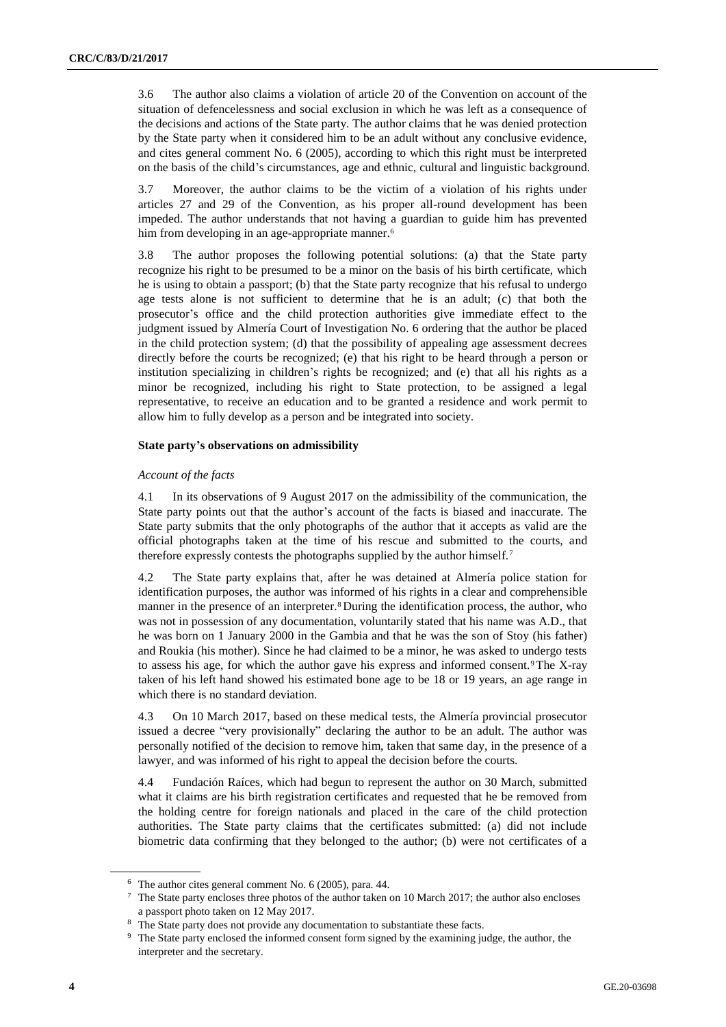3.6 The author also claims a violation of article 20 of the Convention on account of the situation of defencelessness and social exclusion in which he was left as a consequence of the decisions and actions of the State party. The author claims that he was denied protection by the State party when it considered him to be an adult without any conclusive evidence, and cites general comment No. 6 (2005), according to which this right must be interpreted on the basis of the child's circumstances, age and ethnic, cultural and linguistic background.

3.7 Moreover, the author claims to be the victim of a violation of his rights under articles 27 and 29 of the Convention, as his proper all-round development has been impeded. The author understands that not having a guardian to guide him has prevented him from developing in an age-appropriate manner.[6]

3.8 The author proposes the following potential solutions: (a) that the State party recognize his right to be presumed to be a minor on the basis of his birth certificate, which he is using to obtain a passport; (b) that the State party recognize that his refusal to undergo age tests alone is not sufficient to determine that he is an adult; (c) that both the prosecutor's office and the child protection authorities give immediate effect to the judgment issued by Almería Court of Investigation No. 6 ordering that the author be placed in the child protection system; (d) that the possibility of appealing age assessment decrees directly before the courts be recognized; (e) that his right to be heard through a person or institution specializing in children's rights be recognized; and (e) that all his rights as a minor be recognized, including his right to State protection, to be assigned a legal representative, to receive an education and to be granted a residence and work permit to allow him to fully develop as a person and be integrated into society.

**State party's observations on admissibility**

*Account of the facts*

4.1 In its observations of 9 August 2017 on the admissibility of the communication, the State party points out that the author's account of the facts is biased and inaccurate. The State party submits that the only photographs of the author that it accepts as valid are the official photographs taken at the time of his rescue and submitted to the courts, and therefore expressly contests the photographs supplied by the author himself.[7]

4.2 The State party explains that, after he was detained at Almería police station for identification purposes, the author was informed of his rights in a clear and comprehensible manner in the presence of an interpreter.[8] During the identification process, the author, who was not in possession of any documentation, voluntarily stated that his name was A.D., that he was born on 1 January 2000 in the Gambia and that he was the son of Stoy (his father) and Roukia (his mother). Since he had claimed to be a minor, he was asked to undergo tests to assess his age, for which the author gave his express and informed consent.[9] The X-ray taken of his left hand showed his estimated bone age to be 18 or 19 years, an age range in which there is no standard deviation.

4.3 On 10 March 2017, based on these medical tests, the Almería provincial prosecutor issued a decree "very provisionally" declaring the author to be an adult. The author was personally notified of the decision to remove him, taken that same day, in the presence of a lawyer, and was informed of his right to appeal the decision before the courts.

4.4 Fundación Raíces, which had begun to represent the author on 30 March, submitted what it claims are his birth registration certificates and requested that he be removed from the holding centre for foreign nationals and placed in the care of the child protection authorities. The State party claims that the certificates submitted: (a) did not include biometric data confirming that they belonged to the author; (b) were not certificates of a

[6] The author cites general comment No. 6 (2005), para. 44.

[7] The State party encloses three photos of the author taken on 10 March 2017; the author also encloses a passport photo taken on 12 May 2017.

[8] The State party does not provide any documentation to substantiate these facts.

[9] The State party enclosed the informed consent form signed by the examining judge, the author, the interpreter and the secretary.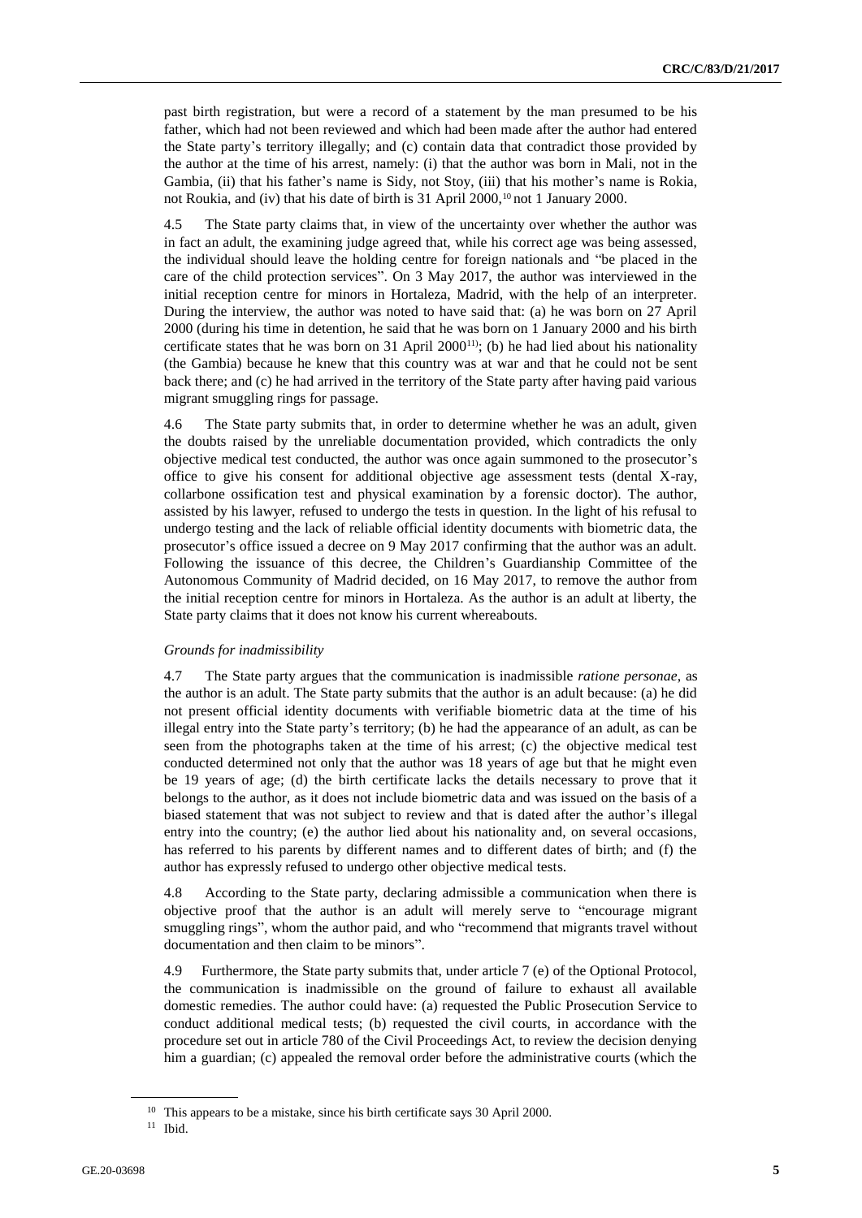past birth registration, but were a record of a statement by the man presumed to be his father, which had not been reviewed and which had been made after the author had entered the State party's territory illegally; and (c) contain data that contradict those provided by the author at the time of his arrest, namely: (i) that the author was born in Mali, not in the Gambia, (ii) that his father's name is Sidy, not Stoy, (iii) that his mother's name is Rokia, not Roukia, and (iv) that his date of birth is 31 April 2000,[10] not 1 January 2000.

4.5 The State party claims that, in view of the uncertainty over whether the author was in fact an adult, the examining judge agreed that, while his correct age was being assessed, the individual should leave the holding centre for foreign nationals and "be placed in the care of the child protection services". On 3 May 2017, the author was interviewed in the initial reception centre for minors in Hortaleza, Madrid, with the help of an interpreter. During the interview, the author was noted to have said that: (a) he was born on 27 April 2000 (during his time in detention, he said that he was born on 1 January 2000 and his birth certificate states that he was born on 31 April 2000[11]); (b) he had lied about his nationality (the Gambia) because he knew that this country was at war and that he could not be sent back there; and (c) he had arrived in the territory of the State party after having paid various migrant smuggling rings for passage.

4.6 The State party submits that, in order to determine whether he was an adult, given the doubts raised by the unreliable documentation provided, which contradicts the only objective medical test conducted, the author was once again summoned to the prosecutor's office to give his consent for additional objective age assessment tests (dental X-ray, collarbone ossification test and physical examination by a forensic doctor). The author, assisted by his lawyer, refused to undergo the tests in question. In the light of his refusal to undergo testing and the lack of reliable official identity documents with biometric data, the prosecutor's office issued a decree on 9 May 2017 confirming that the author was an adult. Following the issuance of this decree, the Children's Guardianship Committee of the Autonomous Community of Madrid decided, on 16 May 2017, to remove the author from the initial reception centre for minors in Hortaleza. As the author is an adult at liberty, the State party claims that it does not know his current whereabouts.

*Grounds for inadmissibility*

4.7 The State party argues that the communication is inadmissible *ratione personae*, as the author is an adult. The State party submits that the author is an adult because: (a) he did not present official identity documents with verifiable biometric data at the time of his illegal entry into the State party's territory; (b) he had the appearance of an adult, as can be seen from the photographs taken at the time of his arrest; (c) the objective medical test conducted determined not only that the author was 18 years of age but that he might even be 19 years of age; (d) the birth certificate lacks the details necessary to prove that it belongs to the author, as it does not include biometric data and was issued on the basis of a biased statement that was not subject to review and that is dated after the author's illegal entry into the country; (e) the author lied about his nationality and, on several occasions, has referred to his parents by different names and to different dates of birth; and (f) the author has expressly refused to undergo other objective medical tests.

4.8 According to the State party, declaring admissible a communication when there is objective proof that the author is an adult will merely serve to "encourage migrant smuggling rings", whom the author paid, and who "recommend that migrants travel without documentation and then claim to be minors".

4.9 Furthermore, the State party submits that, under article 7 (e) of the Optional Protocol, the communication is inadmissible on the ground of failure to exhaust all available domestic remedies. The author could have: (a) requested the Public Prosecution Service to conduct additional medical tests; (b) requested the civil courts, in accordance with the procedure set out in article 780 of the Civil Proceedings Act, to review the decision denying him a guardian; (c) appealed the removal order before the administrative courts (which the

[10] This appears to be a mistake, since his birth certificate says 30 April 2000.

[11] Ibid.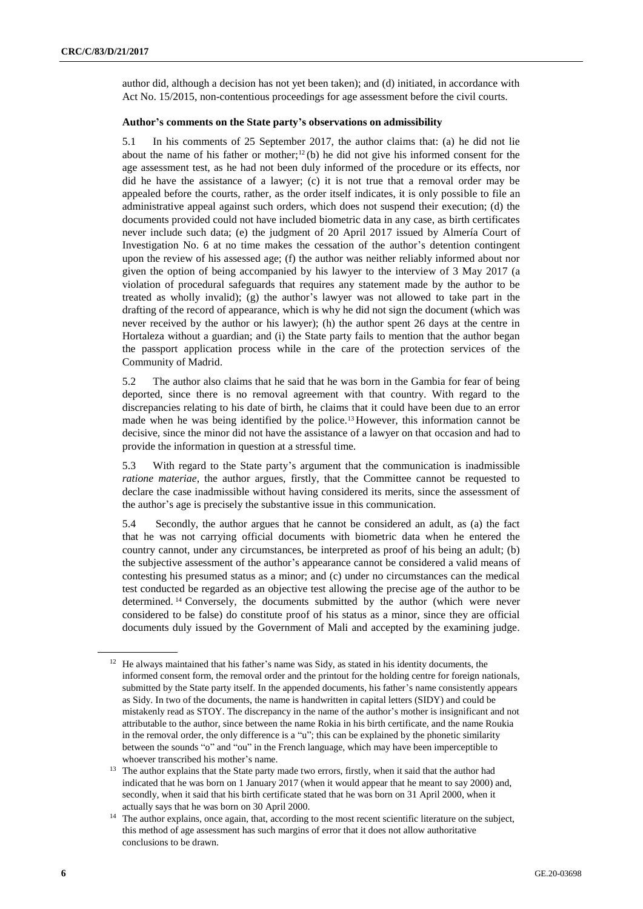author did, although a decision has not yet been taken); and (d) initiated, in accordance with Act No. 15/2015, non-contentious proceedings for age assessment before the civil courts.

### Author's comments on the State party's observations on admissibility

5.1 In his comments of 25 September 2017, the author claims that: (a) he did not lie about the name of his father or mother;[12] (b) he did not give his informed consent for the age assessment test, as he had not been duly informed of the procedure or its effects, nor did he have the assistance of a lawyer; (c) it is not true that a removal order may be appealed before the courts, rather, as the order itself indicates, it is only possible to file an administrative appeal against such orders, which does not suspend their execution; (d) the documents provided could not have included biometric data in any case, as birth certificates never include such data; (e) the judgment of 20 April 2017 issued by Almería Court of Investigation No. 6 at no time makes the cessation of the author's detention contingent upon the review of his assessed age; (f) the author was neither reliably informed about nor given the option of being accompanied by his lawyer to the interview of 3 May 2017 (a violation of procedural safeguards that requires any statement made by the author to be treated as wholly invalid); (g) the author's lawyer was not allowed to take part in the drafting of the record of appearance, which is why he did not sign the document (which was never received by the author or his lawyer); (h) the author spent 26 days at the centre in Hortaleza without a guardian; and (i) the State party fails to mention that the author began the passport application process while in the care of the protection services of the Community of Madrid.

5.2 The author also claims that he said that he was born in the Gambia for fear of being deported, since there is no removal agreement with that country. With regard to the discrepancies relating to his date of birth, he claims that it could have been due to an error made when he was being identified by the police.[13] However, this information cannot be decisive, since the minor did not have the assistance of a lawyer on that occasion and had to provide the information in question at a stressful time.

5.3 With regard to the State party's argument that the communication is inadmissible *ratione materiae*, the author argues, firstly, that the Committee cannot be requested to declare the case inadmissible without having considered its merits, since the assessment of the author's age is precisely the substantive issue in this communication.

5.4 Secondly, the author argues that he cannot be considered an adult, as (a) the fact that he was not carrying official documents with biometric data when he entered the country cannot, under any circumstances, be interpreted as proof of his being an adult; (b) the subjective assessment of the author's appearance cannot be considered a valid means of contesting his presumed status as a minor; and (c) under no circumstances can the medical test conducted be regarded as an objective test allowing the precise age of the author to be determined.[14] Conversely, the documents submitted by the author (which were never considered to be false) do constitute proof of his status as a minor, since they are official documents duly issued by the Government of Mali and accepted by the examining judge.

---

[12] He always maintained that his father's name was Sidy, as stated in his identity documents, the informed consent form, the removal order and the printout for the holding centre for foreign nationals, submitted by the State party itself. In the appended documents, his father's name consistently appears as Sidy. In two of the documents, the name is handwritten in capital letters (SIDY) and could be mistakenly read as STOY. The discrepancy in the name of the author's mother is insignificant and not attributable to the author, since between the name Rokia in his birth certificate, and the name Roukia in the removal order, the only difference is a "u"; this can be explained by the phonetic similarity between the sounds "o" and "ou" in the French language, which may have been imperceptible to whoever transcribed his mother's name.

[13] The author explains that the State party made two errors, firstly, when it said that the author had indicated that he was born on 1 January 2017 (when it would appear that he meant to say 2000) and, secondly, when it said that his birth certificate stated that he was born on 31 April 2000, when it actually says that he was born on 30 April 2000.

[14] The author explains, once again, that, according to the most recent scientific literature on the subject, this method of age assessment has such margins of error that it does not allow authoritative conclusions to be drawn.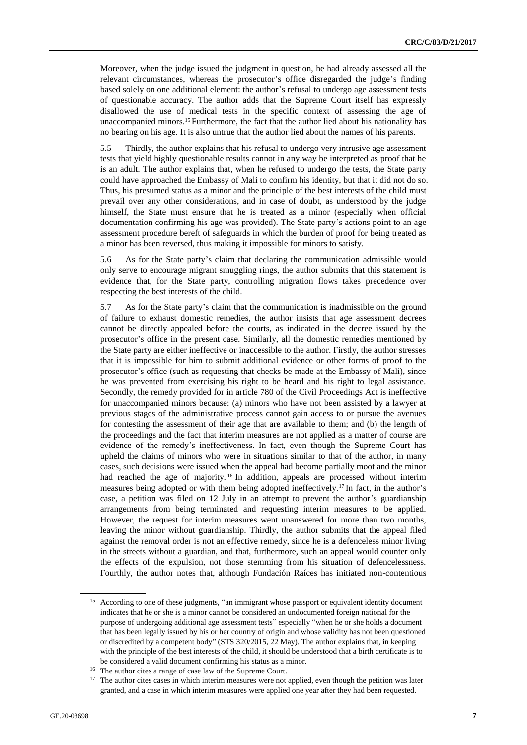Moreover, when the judge issued the judgment in question, he had already assessed all the relevant circumstances, whereas the prosecutor's office disregarded the judge's finding based solely on one additional element: the author's refusal to undergo age assessment tests of questionable accuracy. The author adds that the Supreme Court itself has expressly disallowed the use of medical tests in the specific context of assessing the age of unaccompanied minors.[15] Furthermore, the fact that the author lied about his nationality has no bearing on his age. It is also untrue that the author lied about the names of his parents.

5.5 Thirdly, the author explains that his refusal to undergo very intrusive age assessment tests that yield highly questionable results cannot in any way be interpreted as proof that he is an adult. The author explains that, when he refused to undergo the tests, the State party could have approached the Embassy of Mali to confirm his identity, but that it did not do so. Thus, his presumed status as a minor and the principle of the best interests of the child must prevail over any other considerations, and in case of doubt, as understood by the judge himself, the State must ensure that he is treated as a minor (especially when official documentation confirming his age was provided). The State party's actions point to an age assessment procedure bereft of safeguards in which the burden of proof for being treated as a minor has been reversed, thus making it impossible for minors to satisfy.

5.6 As for the State party's claim that declaring the communication admissible would only serve to encourage migrant smuggling rings, the author submits that this statement is evidence that, for the State party, controlling migration flows takes precedence over respecting the best interests of the child.

5.7 As for the State party's claim that the communication is inadmissible on the ground of failure to exhaust domestic remedies, the author insists that age assessment decrees cannot be directly appealed before the courts, as indicated in the decree issued by the prosecutor's office in the present case. Similarly, all the domestic remedies mentioned by the State party are either ineffective or inaccessible to the author. Firstly, the author stresses that it is impossible for him to submit additional evidence or other forms of proof to the prosecutor's office (such as requesting that checks be made at the Embassy of Mali), since he was prevented from exercising his right to be heard and his right to legal assistance. Secondly, the remedy provided for in article 780 of the Civil Proceedings Act is ineffective for unaccompanied minors because: (a) minors who have not been assisted by a lawyer at previous stages of the administrative process cannot gain access to or pursue the avenues for contesting the assessment of their age that are available to them; and (b) the length of the proceedings and the fact that interim measures are not applied as a matter of course are evidence of the remedy's ineffectiveness. In fact, even though the Supreme Court has upheld the claims of minors who were in situations similar to that of the author, in many cases, such decisions were issued when the appeal had become partially moot and the minor had reached the age of majority.[16] In addition, appeals are processed without interim measures being adopted or with them being adopted ineffectively.[17] In fact, in the author's case, a petition was filed on 12 July in an attempt to prevent the author's guardianship arrangements from being terminated and requesting interim measures to be applied. However, the request for interim measures went unanswered for more than two months, leaving the minor without guardianship. Thirdly, the author submits that the appeal filed against the removal order is not an effective remedy, since he is a defenceless minor living in the streets without a guardian, and that, furthermore, such an appeal would counter only the effects of the expulsion, not those stemming from his situation of defencelessness. Fourthly, the author notes that, although Fundación Raíces has initiated non-contentious

---

[15] According to one of these judgments, "an immigrant whose passport or equivalent identity document indicates that he or she is a minor cannot be considered an undocumented foreign national for the purpose of undergoing additional age assessment tests" especially "when he or she holds a document that has been legally issued by his or her country of origin and whose validity has not been questioned or discredited by a competent body" (STS 320/2015, 22 May). The author explains that, in keeping with the principle of the best interests of the child, it should be understood that a birth certificate is to be considered a valid document confirming his status as a minor.

[16] The author cites a range of case law of the Supreme Court.

[17] The author cites cases in which interim measures were not applied, even though the petition was later granted, and a case in which interim measures were applied one year after they had been requested.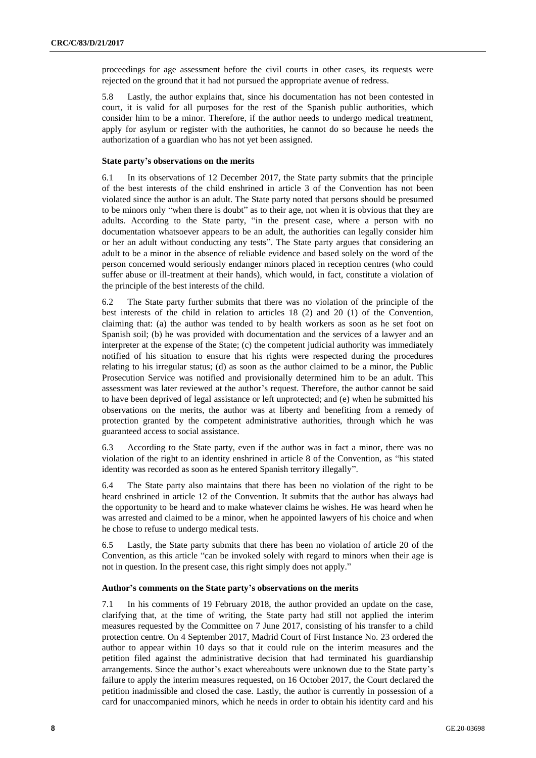proceedings for age assessment before the civil courts in other cases, its requests were rejected on the ground that it had not pursued the appropriate avenue of redress.

5.8 Lastly, the author explains that, since his documentation has not been contested in court, it is valid for all purposes for the rest of the Spanish public authorities, which consider him to be a minor. Therefore, if the author needs to undergo medical treatment, apply for asylum or register with the authorities, he cannot do so because he needs the authorization of a guardian who has not yet been assigned.

### State party's observations on the merits

6.1 In its observations of 12 December 2017, the State party submits that the principle of the best interests of the child enshrined in article 3 of the Convention has not been violated since the author is an adult. The State party noted that persons should be presumed to be minors only "when there is doubt" as to their age, not when it is obvious that they are adults. According to the State party, "in the present case, where a person with no documentation whatsoever appears to be an adult, the authorities can legally consider him or her an adult without conducting any tests". The State party argues that considering an adult to be a minor in the absence of reliable evidence and based solely on the word of the person concerned would seriously endanger minors placed in reception centres (who could suffer abuse or ill-treatment at their hands), which would, in fact, constitute a violation of the principle of the best interests of the child.

6.2 The State party further submits that there was no violation of the principle of the best interests of the child in relation to articles 18 (2) and 20 (1) of the Convention, claiming that: (a) the author was tended to by health workers as soon as he set foot on Spanish soil; (b) he was provided with documentation and the services of a lawyer and an interpreter at the expense of the State; (c) the competent judicial authority was immediately notified of his situation to ensure that his rights were respected during the procedures relating to his irregular status; (d) as soon as the author claimed to be a minor, the Public Prosecution Service was notified and provisionally determined him to be an adult. This assessment was later reviewed at the author's request. Therefore, the author cannot be said to have been deprived of legal assistance or left unprotected; and (e) when he submitted his observations on the merits, the author was at liberty and benefiting from a remedy of protection granted by the competent administrative authorities, through which he was guaranteed access to social assistance.

6.3 According to the State party, even if the author was in fact a minor, there was no violation of the right to an identity enshrined in article 8 of the Convention, as "his stated identity was recorded as soon as he entered Spanish territory illegally".

6.4 The State party also maintains that there has been no violation of the right to be heard enshrined in article 12 of the Convention. It submits that the author has always had the opportunity to be heard and to make whatever claims he wishes. He was heard when he was arrested and claimed to be a minor, when he appointed lawyers of his choice and when he chose to refuse to undergo medical tests.

6.5 Lastly, the State party submits that there has been no violation of article 20 of the Convention, as this article "can be invoked solely with regard to minors when their age is not in question. In the present case, this right simply does not apply."

### Author's comments on the State party's observations on the merits

7.1 In his comments of 19 February 2018, the author provided an update on the case, clarifying that, at the time of writing, the State party had still not applied the interim measures requested by the Committee on 7 June 2017, consisting of his transfer to a child protection centre. On 4 September 2017, Madrid Court of First Instance No. 23 ordered the author to appear within 10 days so that it could rule on the interim measures and the petition filed against the administrative decision that had terminated his guardianship arrangements. Since the author's exact whereabouts were unknown due to the State party's failure to apply the interim measures requested, on 16 October 2017, the Court declared the petition inadmissible and closed the case. Lastly, the author is currently in possession of a card for unaccompanied minors, which he needs in order to obtain his identity card and his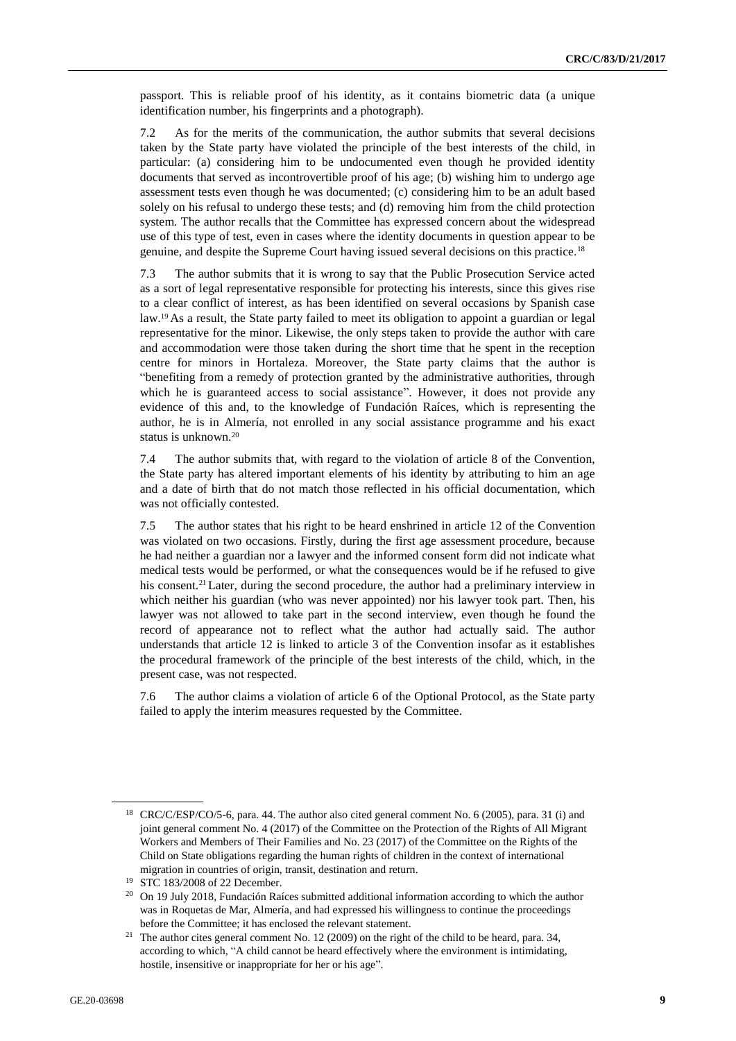passport. This is reliable proof of his identity, as it contains biometric data (a unique identification number, his fingerprints and a photograph).

7.2 As for the merits of the communication, the author submits that several decisions taken by the State party have violated the principle of the best interests of the child, in particular: (a) considering him to be undocumented even though he provided identity documents that served as incontrovertible proof of his age; (b) wishing him to undergo age assessment tests even though he was documented; (c) considering him to be an adult based solely on his refusal to undergo these tests; and (d) removing him from the child protection system. The author recalls that the Committee has expressed concern about the widespread use of this type of test, even in cases where the identity documents in question appear to be genuine, and despite the Supreme Court having issued several decisions on this practice.[18]

7.3 The author submits that it is wrong to say that the Public Prosecution Service acted as a sort of legal representative responsible for protecting his interests, since this gives rise to a clear conflict of interest, as has been identified on several occasions by Spanish case law.[19] As a result, the State party failed to meet its obligation to appoint a guardian or legal representative for the minor. Likewise, the only steps taken to provide the author with care and accommodation were those taken during the short time that he spent in the reception centre for minors in Hortaleza. Moreover, the State party claims that the author is "benefiting from a remedy of protection granted by the administrative authorities, through which he is guaranteed access to social assistance". However, it does not provide any evidence of this and, to the knowledge of Fundación Raíces, which is representing the author, he is in Almería, not enrolled in any social assistance programme and his exact status is unknown.[20]

7.4 The author submits that, with regard to the violation of article 8 of the Convention, the State party has altered important elements of his identity by attributing to him an age and a date of birth that do not match those reflected in his official documentation, which was not officially contested.

7.5 The author states that his right to be heard enshrined in article 12 of the Convention was violated on two occasions. Firstly, during the first age assessment procedure, because he had neither a guardian nor a lawyer and the informed consent form did not indicate what medical tests would be performed, or what the consequences would be if he refused to give his consent.[21] Later, during the second procedure, the author had a preliminary interview in which neither his guardian (who was never appointed) nor his lawyer took part. Then, his lawyer was not allowed to take part in the second interview, even though he found the record of appearance not to reflect what the author had actually said. The author understands that article 12 is linked to article 3 of the Convention insofar as it establishes the procedural framework of the principle of the best interests of the child, which, in the present case, was not respected.

7.6 The author claims a violation of article 6 of the Optional Protocol, as the State party failed to apply the interim measures requested by the Committee.

---

[18] CRC/C/ESP/CO/5-6, para. 44. The author also cited general comment No. 6 (2005), para. 31 (i) and joint general comment No. 4 (2017) of the Committee on the Protection of the Rights of All Migrant Workers and Members of Their Families and No. 23 (2017) of the Committee on the Rights of the Child on State obligations regarding the human rights of children in the context of international migration in countries of origin, transit, destination and return.

[19] STC 183/2008 of 22 December.

[20] On 19 July 2018, Fundación Raíces submitted additional information according to which the author was in Roquetas de Mar, Almería, and had expressed his willingness to continue the proceedings before the Committee; it has enclosed the relevant statement.

[21] The author cites general comment No. 12 (2009) on the right of the child to be heard, para. 34, according to which, "A child cannot be heard effectively where the environment is intimidating, hostile, insensitive or inappropriate for her or his age".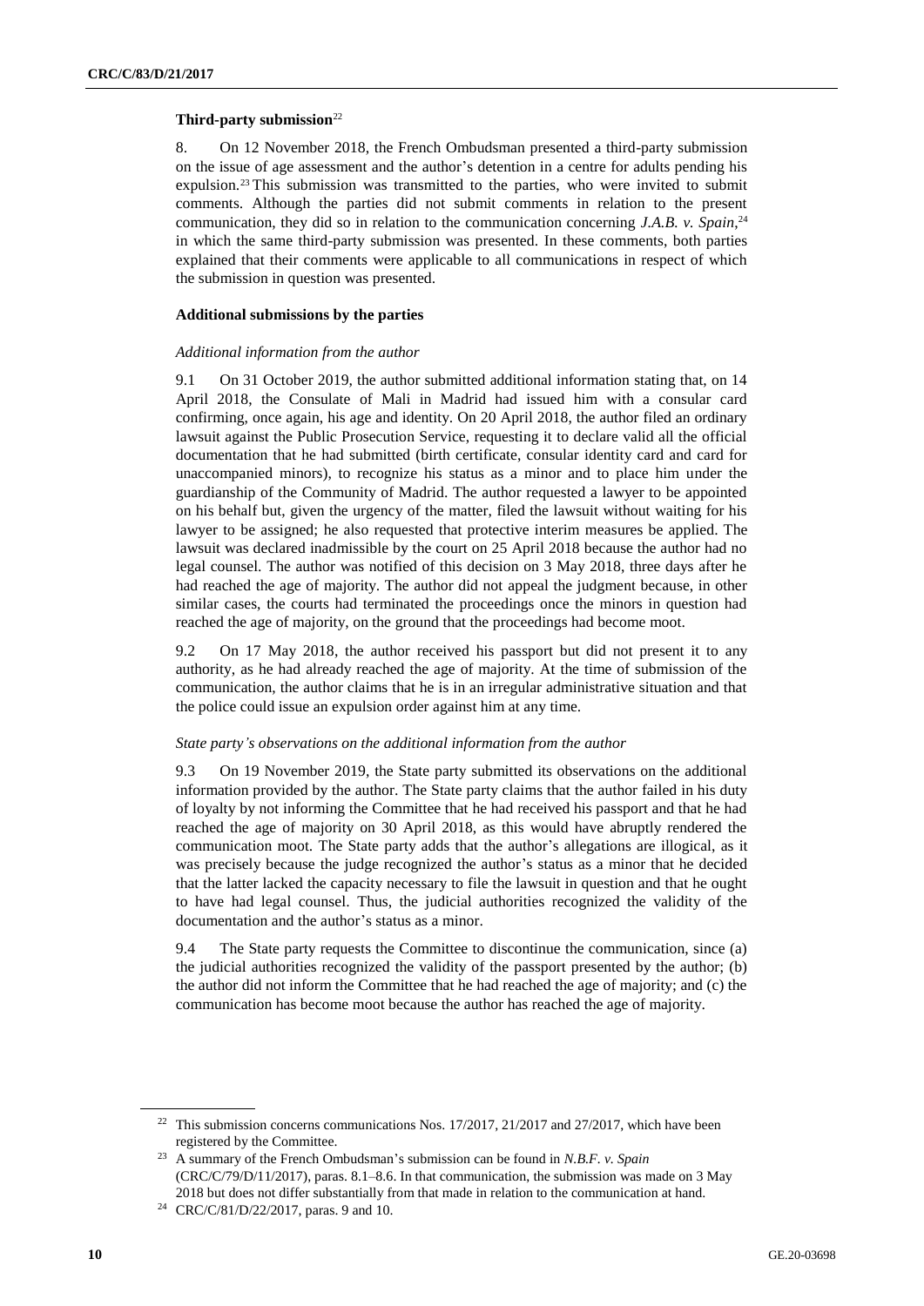**Third-party submission**[22]

8. On 12 November 2018, the French Ombudsman presented a third-party submission on the issue of age assessment and the author's detention in a centre for adults pending his expulsion.[23] This submission was transmitted to the parties, who were invited to submit comments. Although the parties did not submit comments in relation to the present communication, they did so in relation to the communication concerning *J.A.B. v. Spain*,[24] in which the same third-party submission was presented. In these comments, both parties explained that their comments were applicable to all communications in respect of which the submission in question was presented.

**Additional submissions by the parties**

*Additional information from the author*

9.1 On 31 October 2019, the author submitted additional information stating that, on 14 April 2018, the Consulate of Mali in Madrid had issued him with a consular card confirming, once again, his age and identity. On 20 April 2018, the author filed an ordinary lawsuit against the Public Prosecution Service, requesting it to declare valid all the official documentation that he had submitted (birth certificate, consular identity card and card for unaccompanied minors), to recognize his status as a minor and to place him under the guardianship of the Community of Madrid. The author requested a lawyer to be appointed on his behalf but, given the urgency of the matter, filed the lawsuit without waiting for his lawyer to be assigned; he also requested that protective interim measures be applied. The lawsuit was declared inadmissible by the court on 25 April 2018 because the author had no legal counsel. The author was notified of this decision on 3 May 2018, three days after he had reached the age of majority. The author did not appeal the judgment because, in other similar cases, the courts had terminated the proceedings once the minors in question had reached the age of majority, on the ground that the proceedings had become moot.

9.2 On 17 May 2018, the author received his passport but did not present it to any authority, as he had already reached the age of majority. At the time of submission of the communication, the author claims that he is in an irregular administrative situation and that the police could issue an expulsion order against him at any time.

*State party's observations on the additional information from the author*

9.3 On 19 November 2019, the State party submitted its observations on the additional information provided by the author. The State party claims that the author failed in his duty of loyalty by not informing the Committee that he had received his passport and that he had reached the age of majority on 30 April 2018, as this would have abruptly rendered the communication moot. The State party adds that the author's allegations are illogical, as it was precisely because the judge recognized the author's status as a minor that he decided that the latter lacked the capacity necessary to file the lawsuit in question and that he ought to have had legal counsel. Thus, the judicial authorities recognized the validity of the documentation and the author's status as a minor.

9.4 The State party requests the Committee to discontinue the communication, since (a) the judicial authorities recognized the validity of the passport presented by the author; (b) the author did not inform the Committee that he had reached the age of majority; and (c) the communication has become moot because the author has reached the age of majority.

---

[22] This submission concerns communications Nos. 17/2017, 21/2017 and 27/2017, which have been registered by the Committee.

[23] A summary of the French Ombudsman's submission can be found in *N.B.F. v. Spain* (CRC/C/79/D/11/2017), paras. 8.1–8.6. In that communication, the submission was made on 3 May 2018 but does not differ substantially from that made in relation to the communication at hand.

[24] CRC/C/81/D/22/2017, paras. 9 and 10.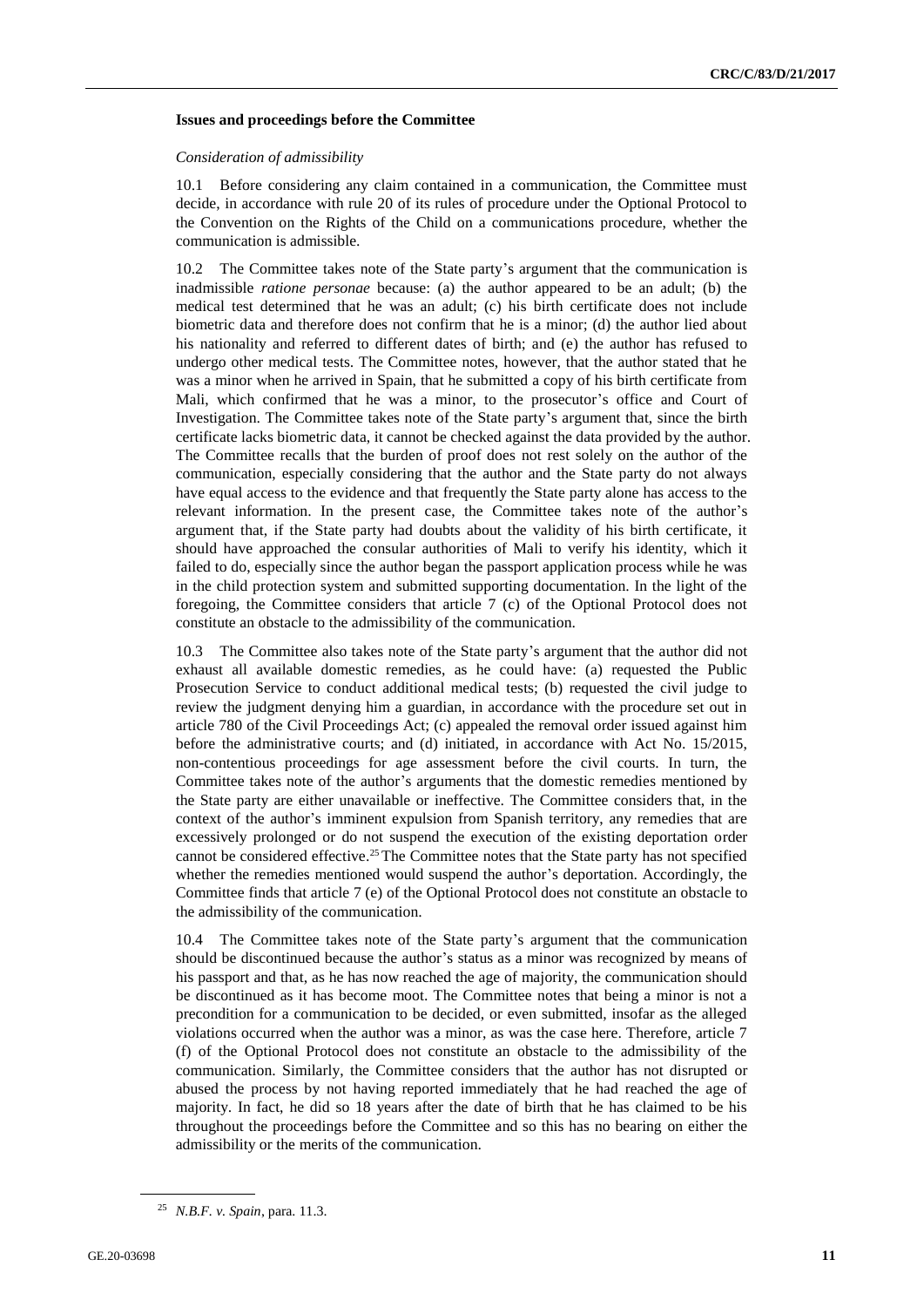### Issues and proceedings before the Committee

*Consideration of admissibility*

10.1 Before considering any claim contained in a communication, the Committee must decide, in accordance with rule 20 of its rules of procedure under the Optional Protocol to the Convention on the Rights of the Child on a communications procedure, whether the communication is admissible.

10.2 The Committee takes note of the State party's argument that the communication is inadmissible *ratione personae* because: (a) the author appeared to be an adult; (b) the medical test determined that he was an adult; (c) his birth certificate does not include biometric data and therefore does not confirm that he is a minor; (d) the author lied about his nationality and referred to different dates of birth; and (e) the author has refused to undergo other medical tests. The Committee notes, however, that the author stated that he was a minor when he arrived in Spain, that he submitted a copy of his birth certificate from Mali, which confirmed that he was a minor, to the prosecutor's office and Court of Investigation. The Committee takes note of the State party's argument that, since the birth certificate lacks biometric data, it cannot be checked against the data provided by the author. The Committee recalls that the burden of proof does not rest solely on the author of the communication, especially considering that the author and the State party do not always have equal access to the evidence and that frequently the State party alone has access to the relevant information. In the present case, the Committee takes note of the author's argument that, if the State party had doubts about the validity of his birth certificate, it should have approached the consular authorities of Mali to verify his identity, which it failed to do, especially since the author began the passport application process while he was in the child protection system and submitted supporting documentation. In the light of the foregoing, the Committee considers that article 7 (c) of the Optional Protocol does not constitute an obstacle to the admissibility of the communication.

10.3 The Committee also takes note of the State party's argument that the author did not exhaust all available domestic remedies, as he could have: (a) requested the Public Prosecution Service to conduct additional medical tests; (b) requested the civil judge to review the judgment denying him a guardian, in accordance with the procedure set out in article 780 of the Civil Proceedings Act; (c) appealed the removal order issued against him before the administrative courts; and (d) initiated, in accordance with Act No. 15/2015, non-contentious proceedings for age assessment before the civil courts. In turn, the Committee takes note of the author's arguments that the domestic remedies mentioned by the State party are either unavailable or ineffective. The Committee considers that, in the context of the author's imminent expulsion from Spanish territory, any remedies that are excessively prolonged or do not suspend the execution of the existing deportation order cannot be considered effective.[25] The Committee notes that the State party has not specified whether the remedies mentioned would suspend the author's deportation. Accordingly, the Committee finds that article 7 (e) of the Optional Protocol does not constitute an obstacle to the admissibility of the communication.

10.4 The Committee takes note of the State party's argument that the communication should be discontinued because the author's status as a minor was recognized by means of his passport and that, as he has now reached the age of majority, the communication should be discontinued as it has become moot. The Committee notes that being a minor is not a precondition for a communication to be decided, or even submitted, insofar as the alleged violations occurred when the author was a minor, as was the case here. Therefore, article 7 (f) of the Optional Protocol does not constitute an obstacle to the admissibility of the communication. Similarly, the Committee considers that the author has not disrupted or abused the process by not having reported immediately that he had reached the age of majority. In fact, he did so 18 years after the date of birth that he has claimed to be his throughout the proceedings before the Committee and so this has no bearing on either the admissibility or the merits of the communication.

---

[25] *N.B.F. v. Spain*, para. 11.3.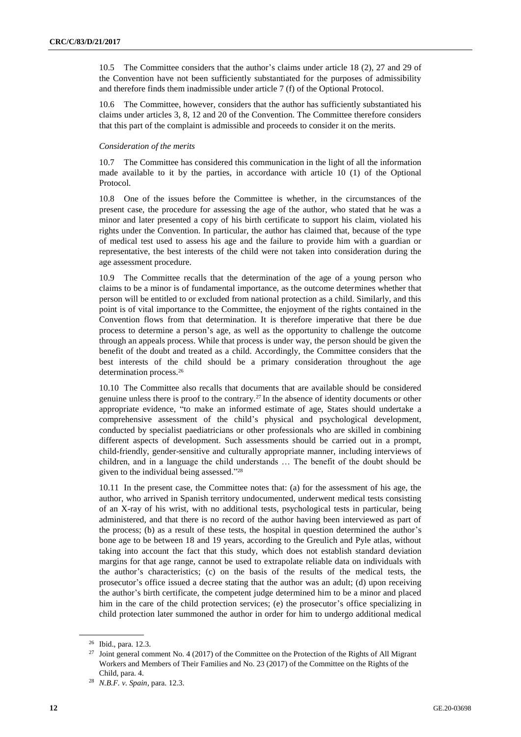10.5 The Committee considers that the author's claims under article 18 (2), 27 and 29 of the Convention have not been sufficiently substantiated for the purposes of admissibility and therefore finds them inadmissible under article 7 (f) of the Optional Protocol.

10.6 The Committee, however, considers that the author has sufficiently substantiated his claims under articles 3, 8, 12 and 20 of the Convention. The Committee therefore considers that this part of the complaint is admissible and proceeds to consider it on the merits.

*Consideration of the merits*

10.7 The Committee has considered this communication in the light of all the information made available to it by the parties, in accordance with article 10 (1) of the Optional Protocol.

10.8 One of the issues before the Committee is whether, in the circumstances of the present case, the procedure for assessing the age of the author, who stated that he was a minor and later presented a copy of his birth certificate to support his claim, violated his rights under the Convention. In particular, the author has claimed that, because of the type of medical test used to assess his age and the failure to provide him with a guardian or representative, the best interests of the child were not taken into consideration during the age assessment procedure.

10.9 The Committee recalls that the determination of the age of a young person who claims to be a minor is of fundamental importance, as the outcome determines whether that person will be entitled to or excluded from national protection as a child. Similarly, and this point is of vital importance to the Committee, the enjoyment of the rights contained in the Convention flows from that determination. It is therefore imperative that there be due process to determine a person's age, as well as the opportunity to challenge the outcome through an appeals process. While that process is under way, the person should be given the benefit of the doubt and treated as a child. Accordingly, the Committee considers that the best interests of the child should be a primary consideration throughout the age determination process.[26]

10.10 The Committee also recalls that documents that are available should be considered genuine unless there is proof to the contrary.[27] In the absence of identity documents or other appropriate evidence, "to make an informed estimate of age, States should undertake a comprehensive assessment of the child's physical and psychological development, conducted by specialist paediatricians or other professionals who are skilled in combining different aspects of development. Such assessments should be carried out in a prompt, child-friendly, gender-sensitive and culturally appropriate manner, including interviews of children, and in a language the child understands … The benefit of the doubt should be given to the individual being assessed."[28]

10.11 In the present case, the Committee notes that: (a) for the assessment of his age, the author, who arrived in Spanish territory undocumented, underwent medical tests consisting of an X-ray of his wrist, with no additional tests, psychological tests in particular, being administered, and that there is no record of the author having been interviewed as part of the process; (b) as a result of these tests, the hospital in question determined the author's bone age to be between 18 and 19 years, according to the Greulich and Pyle atlas, without taking into account the fact that this study, which does not establish standard deviation margins for that age range, cannot be used to extrapolate reliable data on individuals with the author's characteristics; (c) on the basis of the results of the medical tests, the prosecutor's office issued a decree stating that the author was an adult; (d) upon receiving the author's birth certificate, the competent judge determined him to be a minor and placed him in the care of the child protection services; (e) the prosecutor's office specializing in child protection later summoned the author in order for him to undergo additional medical

---

[26] Ibid., para. 12.3.

[27] Joint general comment No. 4 (2017) of the Committee on the Protection of the Rights of All Migrant Workers and Members of Their Families and No. 23 (2017) of the Committee on the Rights of the Child, para. 4.

[28] *N.B.F. v. Spain*, para. 12.3.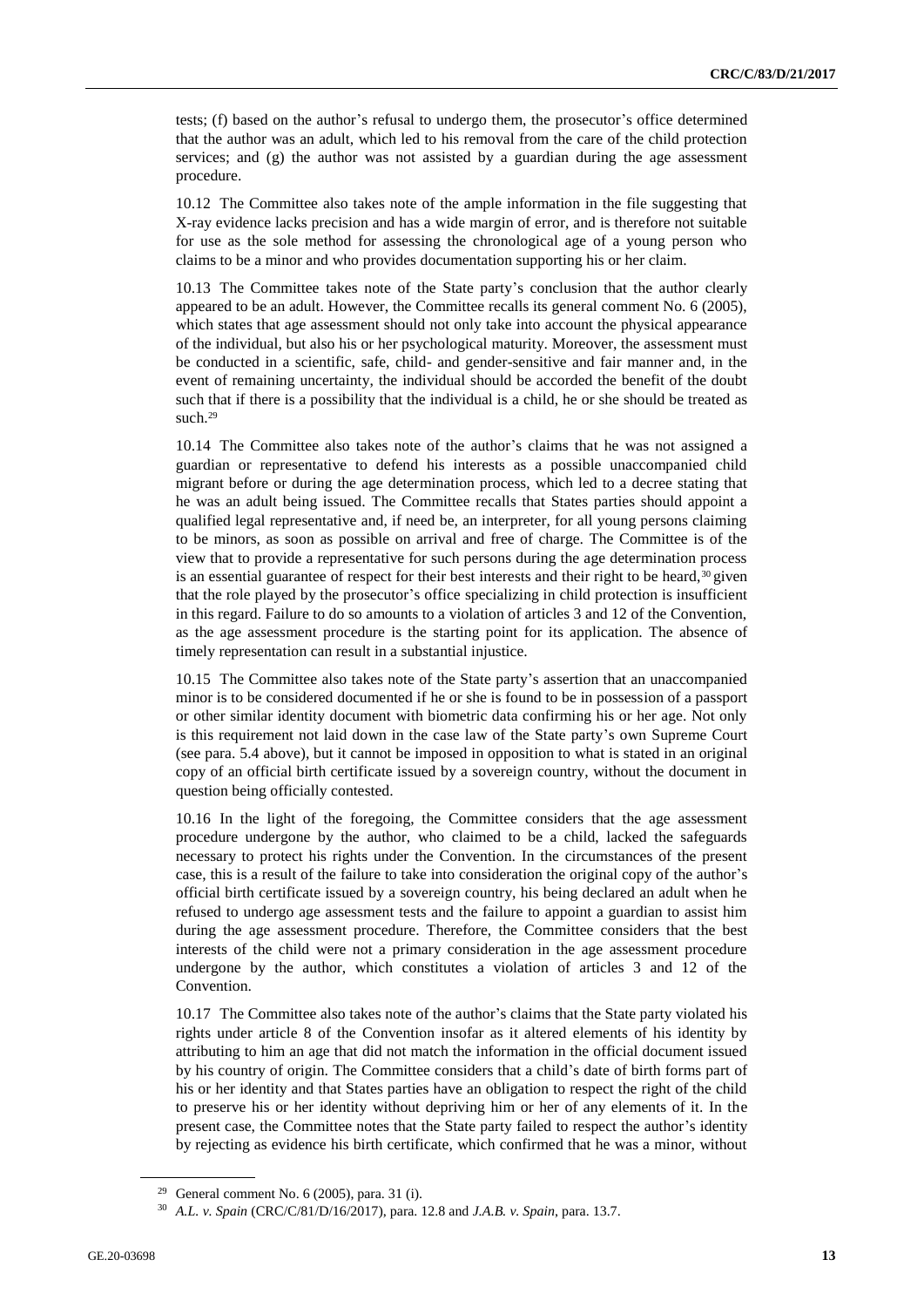tests; (f) based on the author's refusal to undergo them, the prosecutor's office determined that the author was an adult, which led to his removal from the care of the child protection services; and (g) the author was not assisted by a guardian during the age assessment procedure.

10.12 The Committee also takes note of the ample information in the file suggesting that X-ray evidence lacks precision and has a wide margin of error, and is therefore not suitable for use as the sole method for assessing the chronological age of a young person who claims to be a minor and who provides documentation supporting his or her claim.

10.13 The Committee takes note of the State party's conclusion that the author clearly appeared to be an adult. However, the Committee recalls its general comment No. 6 (2005), which states that age assessment should not only take into account the physical appearance of the individual, but also his or her psychological maturity. Moreover, the assessment must be conducted in a scientific, safe, child- and gender-sensitive and fair manner and, in the event of remaining uncertainty, the individual should be accorded the benefit of the doubt such that if there is a possibility that the individual is a child, he or she should be treated as such.[29]

10.14 The Committee also takes note of the author's claims that he was not assigned a guardian or representative to defend his interests as a possible unaccompanied child migrant before or during the age determination process, which led to a decree stating that he was an adult being issued. The Committee recalls that States parties should appoint a qualified legal representative and, if need be, an interpreter, for all young persons claiming to be minors, as soon as possible on arrival and free of charge. The Committee is of the view that to provide a representative for such persons during the age determination process is an essential guarantee of respect for their best interests and their right to be heard,[30] given that the role played by the prosecutor's office specializing in child protection is insufficient in this regard. Failure to do so amounts to a violation of articles 3 and 12 of the Convention, as the age assessment procedure is the starting point for its application. The absence of timely representation can result in a substantial injustice.

10.15 The Committee also takes note of the State party's assertion that an unaccompanied minor is to be considered documented if he or she is found to be in possession of a passport or other similar identity document with biometric data confirming his or her age. Not only is this requirement not laid down in the case law of the State party's own Supreme Court (see para. 5.4 above), but it cannot be imposed in opposition to what is stated in an original copy of an official birth certificate issued by a sovereign country, without the document in question being officially contested.

10.16 In the light of the foregoing, the Committee considers that the age assessment procedure undergone by the author, who claimed to be a child, lacked the safeguards necessary to protect his rights under the Convention. In the circumstances of the present case, this is a result of the failure to take into consideration the original copy of the author's official birth certificate issued by a sovereign country, his being declared an adult when he refused to undergo age assessment tests and the failure to appoint a guardian to assist him during the age assessment procedure. Therefore, the Committee considers that the best interests of the child were not a primary consideration in the age assessment procedure undergone by the author, which constitutes a violation of articles 3 and 12 of the Convention.

10.17 The Committee also takes note of the author's claims that the State party violated his rights under article 8 of the Convention insofar as it altered elements of his identity by attributing to him an age that did not match the information in the official document issued by his country of origin. The Committee considers that a child's date of birth forms part of his or her identity and that States parties have an obligation to respect the right of the child to preserve his or her identity without depriving him or her of any elements of it. In the present case, the Committee notes that the State party failed to respect the author's identity by rejecting as evidence his birth certificate, which confirmed that he was a minor, without

---

[29] General comment No. 6 (2005), para. 31 (i).

[30] *A.L. v. Spain* (CRC/C/81/D/16/2017), para. 12.8 and *J.A.B. v. Spain*, para. 13.7.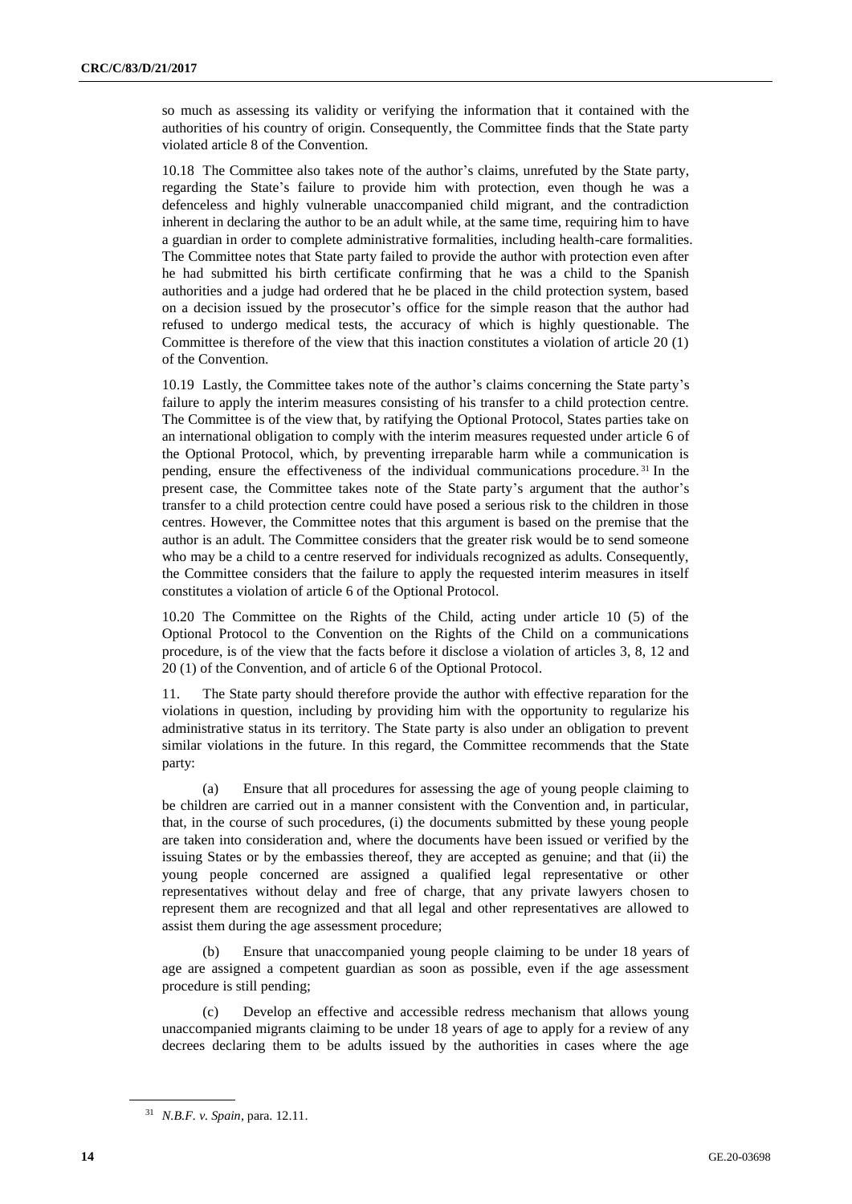so much as assessing its validity or verifying the information that it contained with the authorities of his country of origin. Consequently, the Committee finds that the State party violated article 8 of the Convention.

10.18 The Committee also takes note of the author's claims, unrefuted by the State party, regarding the State's failure to provide him with protection, even though he was a defenceless and highly vulnerable unaccompanied child migrant, and the contradiction inherent in declaring the author to be an adult while, at the same time, requiring him to have a guardian in order to complete administrative formalities, including health-care formalities. The Committee notes that State party failed to provide the author with protection even after he had submitted his birth certificate confirming that he was a child to the Spanish authorities and a judge had ordered that he be placed in the child protection system, based on a decision issued by the prosecutor's office for the simple reason that the author had refused to undergo medical tests, the accuracy of which is highly questionable. The Committee is therefore of the view that this inaction constitutes a violation of article 20 (1) of the Convention.

10.19 Lastly, the Committee takes note of the author's claims concerning the State party's failure to apply the interim measures consisting of his transfer to a child protection centre. The Committee is of the view that, by ratifying the Optional Protocol, States parties take on an international obligation to comply with the interim measures requested under article 6 of the Optional Protocol, which, by preventing irreparable harm while a communication is pending, ensure the effectiveness of the individual communications procedure.[31] In the present case, the Committee takes note of the State party's argument that the author's transfer to a child protection centre could have posed a serious risk to the children in those centres. However, the Committee notes that this argument is based on the premise that the author is an adult. The Committee considers that the greater risk would be to send someone who may be a child to a centre reserved for individuals recognized as adults. Consequently, the Committee considers that the failure to apply the requested interim measures in itself constitutes a violation of article 6 of the Optional Protocol.

10.20 The Committee on the Rights of the Child, acting under article 10 (5) of the Optional Protocol to the Convention on the Rights of the Child on a communications procedure, is of the view that the facts before it disclose a violation of articles 3, 8, 12 and 20 (1) of the Convention, and of article 6 of the Optional Protocol.

11. The State party should therefore provide the author with effective reparation for the violations in question, including by providing him with the opportunity to regularize his administrative status in its territory. The State party is also under an obligation to prevent similar violations in the future. In this regard, the Committee recommends that the State party:

(a) Ensure that all procedures for assessing the age of young people claiming to be children are carried out in a manner consistent with the Convention and, in particular, that, in the course of such procedures, (i) the documents submitted by these young people are taken into consideration and, where the documents have been issued or verified by the issuing States or by the embassies thereof, they are accepted as genuine; and that (ii) the young people concerned are assigned a qualified legal representative or other representatives without delay and free of charge, that any private lawyers chosen to represent them are recognized and that all legal and other representatives are allowed to assist them during the age assessment procedure;

(b) Ensure that unaccompanied young people claiming to be under 18 years of age are assigned a competent guardian as soon as possible, even if the age assessment procedure is still pending;

(c) Develop an effective and accessible redress mechanism that allows young unaccompanied migrants claiming to be under 18 years of age to apply for a review of any decrees declaring them to be adults issued by the authorities in cases where the age

---

[31] *N.B.F. v. Spain*, para. 12.11.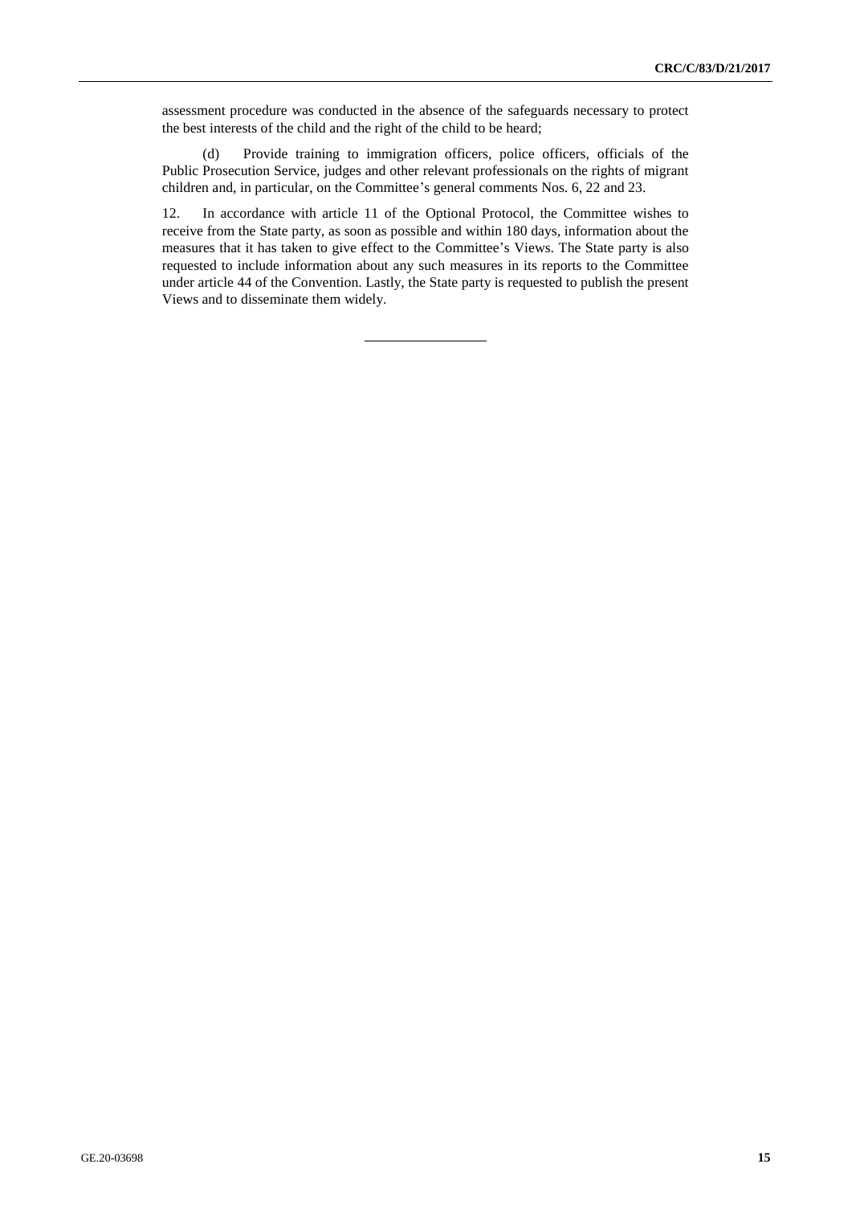assessment procedure was conducted in the absence of the safeguards necessary to protect the best interests of the child and the right of the child to be heard;

(d) Provide training to immigration officers, police officers, officials of the Public Prosecution Service, judges and other relevant professionals on the rights of migrant children and, in particular, on the Committee's general comments Nos. 6, 22 and 23.

12. In accordance with article 11 of the Optional Protocol, the Committee wishes to receive from the State party, as soon as possible and within 180 days, information about the measures that it has taken to give effect to the Committee's Views. The State party is also requested to include information about any such measures in its reports to the Committee under article 44 of the Convention. Lastly, the State party is requested to publish the present Views and to disseminate them widely.